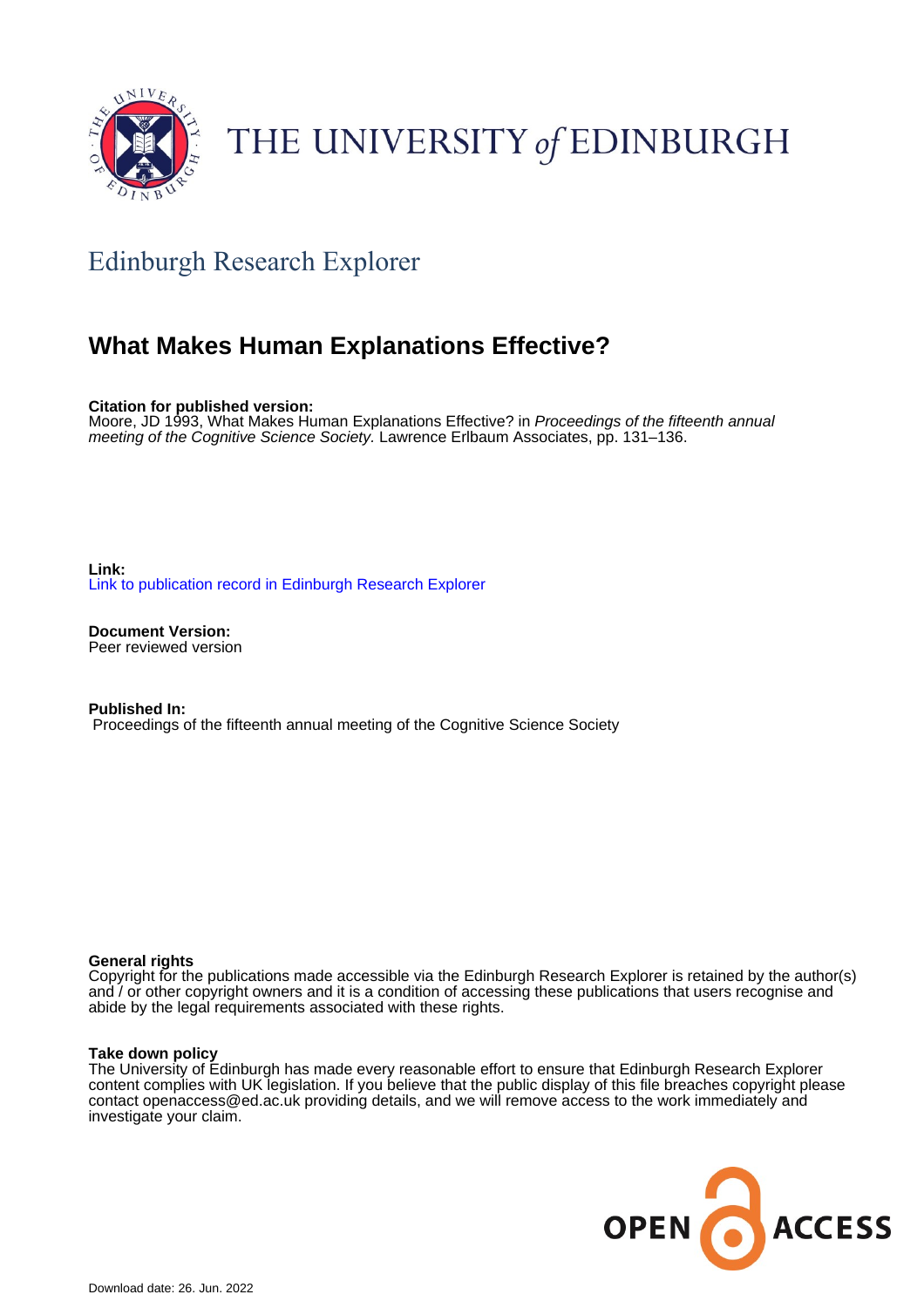THE UNIVERSITY of EDINBURGH

## Edinburgh Research Explorer

# What Makes Human Explanations Effective?

**Citation for published version:**
Moore, JD 1993, What Makes Human Explanations Effective? in *Proceedings of the fifteenth annual meeting of the Cognitive Science Society.* Lawrence Erlbaum Associates, pp. 131–136.

**Link:**
Link to publication record in Edinburgh Research Explorer

**Document Version:**
Peer reviewed version

**Published In:**
Proceedings of the fifteenth annual meeting of the Cognitive Science Society

**General rights**
Copyright for the publications made accessible via the Edinburgh Research Explorer is retained by the author(s) and / or other copyright owners and it is a condition of accessing these publications that users recognise and abide by the legal requirements associated with these rights.

**Take down policy**
The University of Edinburgh has made every reasonable effort to ensure that Edinburgh Research Explorer content complies with UK legislation. If you believe that the public display of this file breaches copyright please contact openaccess@ed.ac.uk providing details, and we will remove access to the work immediately and investigate your claim.

Download date: 26. Jun. 2022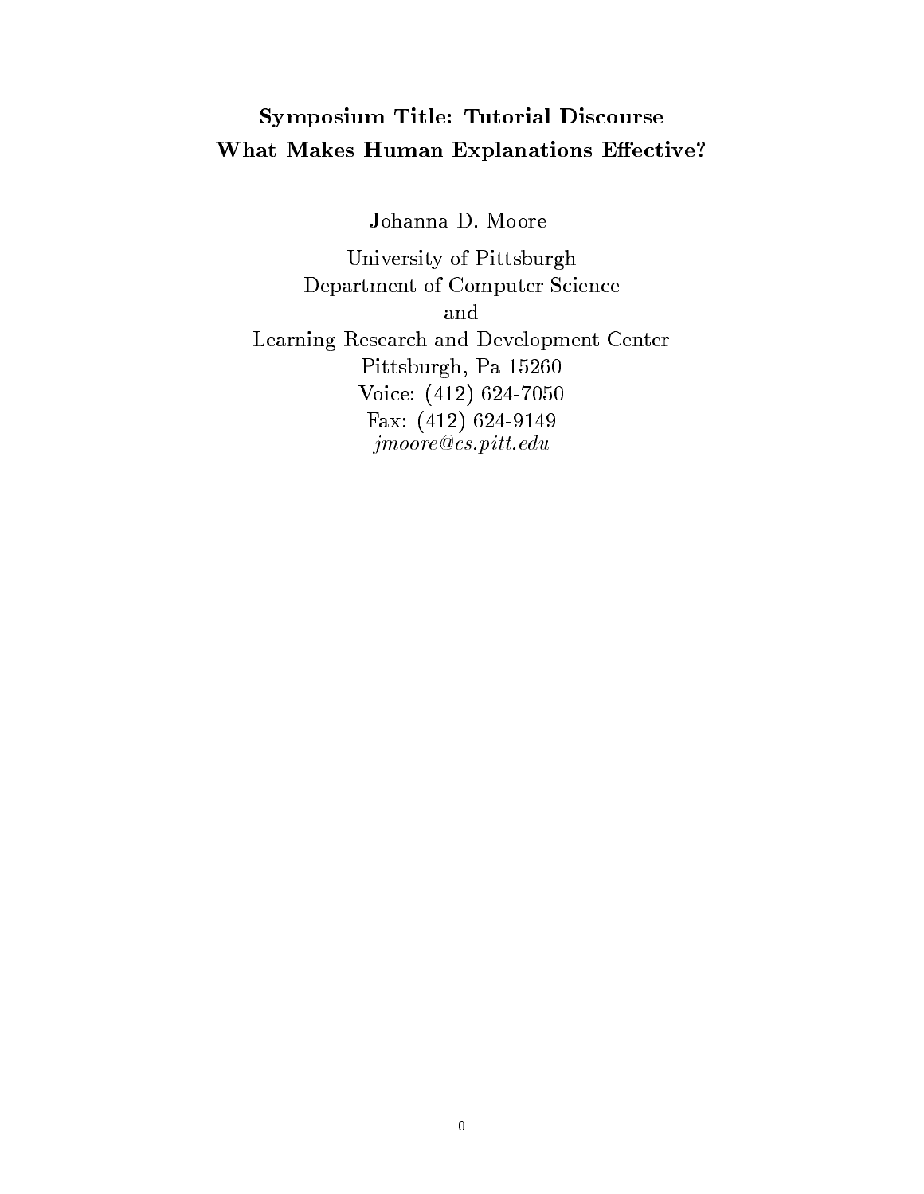# Symposium Title: Tutorial Discourse
# What Makes Human Explanations Effective?

Johanna D. Moore

University of Pittsburgh
Department of Computer Science
and
Learning Research and Development Center
Pittsburgh, Pa 15260
Voice: (412) 624-7050
Fax: (412) 624-9149
*jmoore@cs.pitt.edu*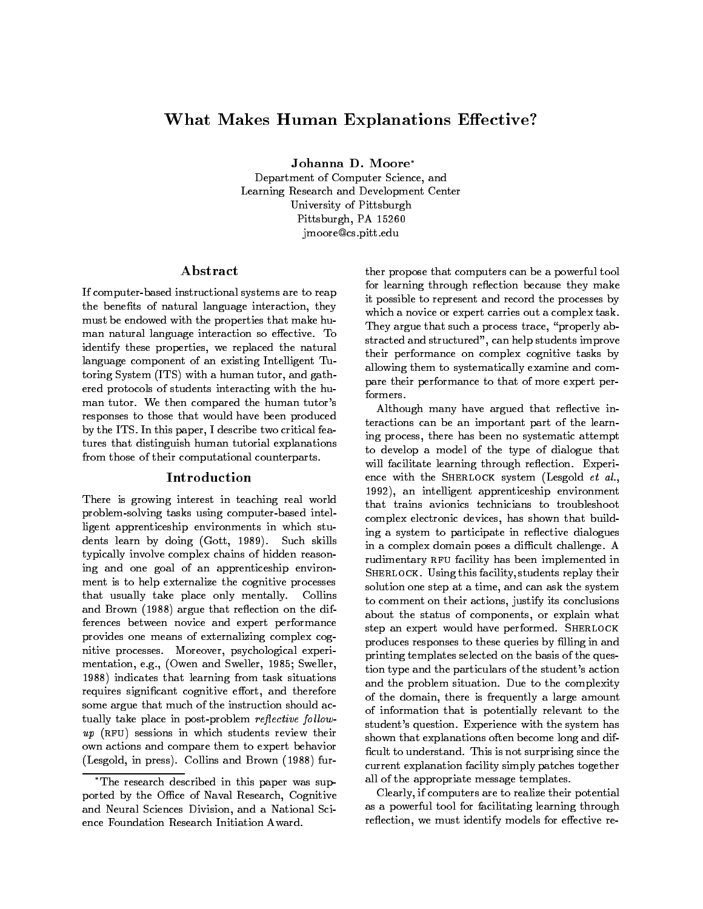# What Makes Human Explanations Effective?

**Johanna D. Moore***

Department of Computer Science, and
Learning Research and Development Center
University of Pittsburgh
Pittsburgh, PA 15260
jmoore@cs.pitt.edu

## Abstract

If computer-based instructional systems are to reap the benefits of natural language interaction, they must be endowed with the properties that make human natural language interaction so effective. To identify these properties, we replaced the natural language component of an existing Intelligent Tutoring System (ITS) with a human tutor, and gathered protocols of students interacting with the human tutor. We then compared the human tutor's responses to those that would have been produced by the ITS. In this paper, I describe two critical features that distinguish human tutorial explanations from those of their computational counterparts.

## Introduction

There is growing interest in teaching real world problem-solving tasks using computer-based intelligent apprenticeship environments in which students learn by doing (Gott, 1989). Such skills typically involve complex chains of hidden reasoning and one goal of an apprenticeship environment is to help externalize the cognitive processes that usually take place only mentally. Collins and Brown (1988) argue that reflection on the differences between novice and expert performance provides one means of externalizing complex cognitive processes. Moreover, psychological experimentation, e.g., (Owen and Sweller, 1985; Sweller, 1988) indicates that learning from task situations requires significant cognitive effort, and therefore some argue that much of the instruction should actually take place in post-problem *reflective follow-up* (RFU) sessions in which students review their own actions and compare them to expert behavior (Lesgold, in press). Collins and Brown (1988) further propose that computers can be a powerful tool for learning through reflection because they make it possible to represent and record the processes by which a novice or expert carries out a complex task. They argue that such a process trace, "properly abstracted and structured", can help students improve their performance on complex cognitive tasks by allowing them to systematically examine and compare their performance to that of more expert performers.

Although many have argued that reflective interactions can be an important part of the learning process, there has been no systematic attempt to develop a model of the type of dialogue that will facilitate learning through reflection. Experience with the SHERLOCK system (Lesgold *et al.*, 1992), an intelligent apprenticeship environment that trains avionics technicians to troubleshoot complex electronic devices, has shown that building a system to participate in reflective dialogues in a complex domain poses a difficult challenge. A rudimentary RFU facility has been implemented in SHERLOCK. Using this facility, students replay their solution one step at a time, and can ask the system to comment on their actions, justify its conclusions about the status of components, or explain what step an expert would have performed. SHERLOCK produces responses to these queries by filling in and printing templates selected on the basis of the question type and the particulars of the student's action and the problem situation. Due to the complexity of the domain, there is frequently a large amount of information that is potentially relevant to the student's question. Experience with the system has shown that explanations often become long and difficult to understand. This is not surprising since the current explanation facility simply patches together all of the appropriate message templates.

Clearly, if computers are to realize their potential as a powerful tool for facilitating learning through reflection, we must identify models for effective re-

*The research described in this paper was supported by the Office of Naval Research, Cognitive and Neural Sciences Division, and a National Science Foundation Research Initiation Award.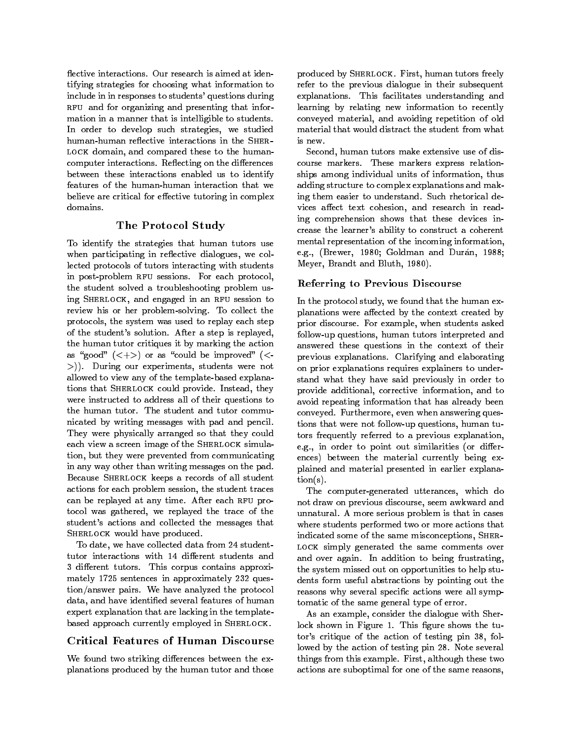flective interactions. Our research is aimed at identifying strategies for choosing what information to include in in responses to students' questions during RFU and for organizing and presenting that information in a manner that is intelligible to students. In order to develop such strategies, we studied human-human reflective interactions in the SHERLOCK domain, and compared these to the human-computer interactions. Reflecting on the differences between these interactions enabled us to identify features of the human-human interaction that we believe are critical for effective tutoring in complex domains.

## The Protocol Study

To identify the strategies that human tutors use when participating in reflective dialogues, we collected protocols of tutors interacting with students in post-problem RFU sessions. For each protocol, the student solved a troubleshooting problem using SHERLOCK, and engaged in an RFU session to review his or her problem-solving. To collect the protocols, the system was used to replay each step of the student's solution. After a step is replayed, the human tutor critiques it by marking the action as "good" (<+>) or as "could be improved" (<->)). During our experiments, students were not allowed to view any of the template-based explanations that SHERLOCK could provide. Instead, they were instructed to address all of their questions to the human tutor. The student and tutor communicated by writing messages with pad and pencil. They were physically arranged so that they could each view a screen image of the SHERLOCK simulation, but they were prevented from communicating in any way other than writing messages on the pad. Because SHERLOCK keeps a records of all student actions for each problem session, the student traces can be replayed at any time. After each RFU protocol was gathered, we replayed the trace of the student's actions and collected the messages that SHERLOCK would have produced.

To date, we have collected data from 24 student-tutor interactions with 14 different students and 3 different tutors. This corpus contains approximately 1725 sentences in approximately 232 question/answer pairs. We have analyzed the protocol data, and have identified several features of human expert explanation that are lacking in the template-based approach currently employed in SHERLOCK.

## Critical Features of Human Discourse

We found two striking differences between the explanations produced by the human tutor and those produced by SHERLOCK. First, human tutors freely refer to the previous dialogue in their subsequent explanations. This facilitates understanding and learning by relating new information to recently conveyed material, and avoiding repetition of old material that would distract the student from what is new.

Second, human tutors make extensive use of discourse markers. These markers express relationships among individual units of information, thus adding structure to complex explanations and making them easier to understand. Such rhetorical devices affect text cohesion, and research in reading comprehension shows that these devices increase the learner's ability to construct a coherent mental representation of the incoming information, e.g., (Brewer, 1980; Goldman and Durán, 1988; Meyer, Brandt and Bluth, 1980).

### Referring to Previous Discourse

In the protocol study, we found that the human explanations were affected by the context created by prior discourse. For example, when students asked follow-up questions, human tutors interpreted and answered these questions in the context of their previous explanations. Clarifying and elaborating on prior explanations requires explainers to understand what they have said previously in order to provide additional, corrective information, and to avoid repeating information that has already been conveyed. Furthermore, even when answering questions that were not follow-up questions, human tutors frequently referred to a previous explanation, e.g., in order to point out similarities (or differences) between the material currently being explained and material presented in earlier explanation(s).

The computer-generated utterances, which do not draw on previous discourse, seem awkward and unnatural. A more serious problem is that in cases where students performed two or more actions that indicated some of the same misconceptions, SHERLOCK simply generated the same comments over and over again. In addition to being frustrating, the system missed out on opportunities to help students form useful abstractions by pointing out the reasons why several specific actions were all symptomatic of the same general type of error.

As an example, consider the dialogue with Sherlock shown in Figure 1. This figure shows the tutor's critique of the action of testing pin 38, followed by the action of testing pin 28. Note several things from this example. First, although these two actions are suboptimal for one of the same reasons,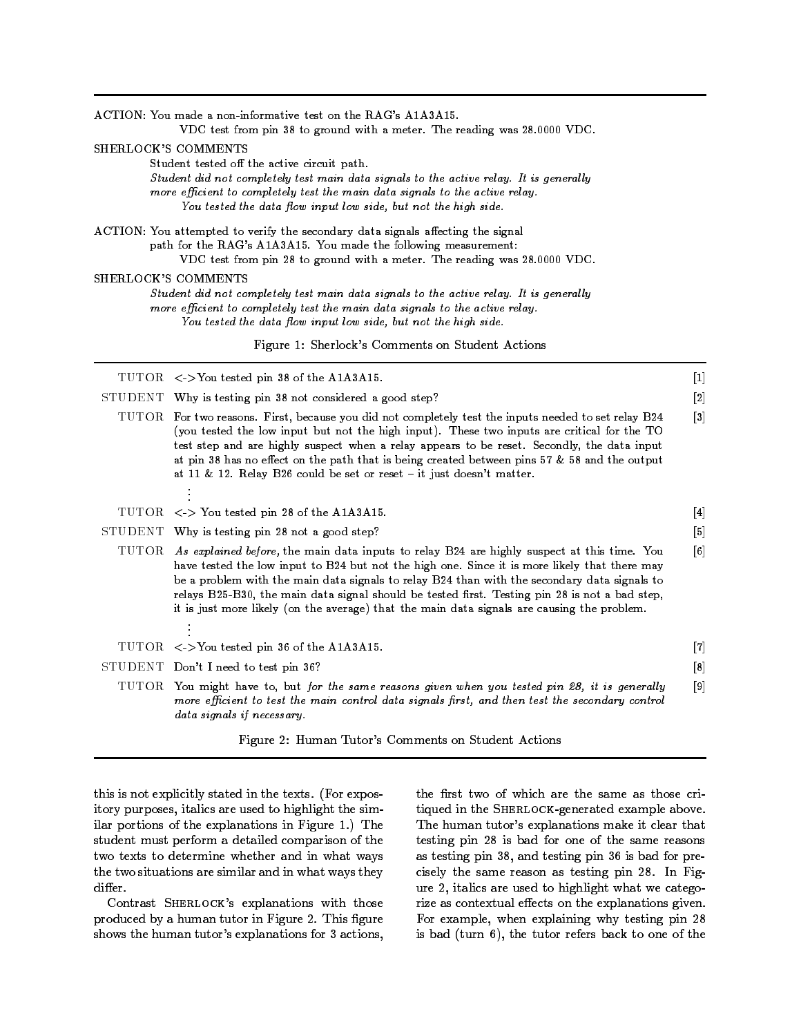ACTION: You made a non-informative test on the RAG's A1A3A15.

VDC test from pin 38 to ground with a meter. The reading was 28.0000 VDC.

SHERLOCK'S COMMENTS

Student tested off the active circuit path.

*Student did not completely test main data signals to the active relay. It is generally more efficient to completely test the main data signals to the active relay.*

*You tested the data flow input low side, but not the high side.*

ACTION: You attempted to verify the secondary data signals affecting the signal path for the RAG's A1A3A15. You made the following measurement:

VDC test from pin 28 to ground with a meter. The reading was 28.0000 VDC.

SHERLOCK'S COMMENTS

*Student did not completely test main data signals to the active relay. It is generally more efficient to completely test the main data signals to the active relay.*

*You tested the data flow input low side, but not the high side.*

Figure 1: Sherlock's Comments on Student Actions

| | | |
|---|---|---|
| TUTOR | <->You tested pin 38 of the A1A3A15. | [1] |
| STUDENT | Why is testing pin 38 not considered a good step? | [2] |
| TUTOR | For two reasons. First, because you did not completely test the inputs needed to set relay B24 (you tested the low input but not the high input). These two inputs are critical for the TO test step and are highly suspect when a relay appears to be reset. Secondly, the data input at pin 38 has no effect on the path that is being created between pins 57 & 58 and the output at 11 & 12. Relay B26 could be set or reset – it just doesn't matter. | [3] |
| | ⋮ | |
| TUTOR | <-> You tested pin 28 of the A1A3A15. | [4] |
| STUDENT | Why is testing pin 28 not a good step? | [5] |
| TUTOR | *As explained before,* the main data inputs to relay B24 are highly suspect at this time. You have tested the low input to B24 but not the high one. Since it is more likely that there may be a problem with the main data signals to relay B24 than with the secondary data signals to relays B25-B30, the main data signal should be tested first. Testing pin 28 is not a bad step, it is just more likely (on the average) that the main data signals are causing the problem. | [6] |
| | ⋮ | |
| TUTOR | <->You tested pin 36 of the A1A3A15. | [7] |
| STUDENT | Don't I need to test pin 36? | [8] |
| TUTOR | You might have to, but *for the same reasons given when you tested pin 28, it is generally more efficient to test the main control data signals first, and then test the secondary control data signals if necessary.* | [9] |

Figure 2: Human Tutor's Comments on Student Actions

this is not explicitly stated in the texts. (For expository purposes, italics are used to highlight the similar portions of the explanations in Figure 1.) The student must perform a detailed comparison of the two texts to determine whether and in what ways the two situations are similar and in what ways they differ.

Contrast SHERLOCK's explanations with those produced by a human tutor in Figure 2. This figure shows the human tutor's explanations for 3 actions, the first two of which are the same as those critiqued in the SHERLOCK-generated example above. The human tutor's explanations make it clear that testing pin 28 is bad for one of the same reasons as testing pin 38, and testing pin 36 is bad for precisely the same reason as testing pin 28. In Figure 2, italics are used to highlight what we categorize as contextual effects on the explanations given. For example, when explaining why testing pin 28 is bad (turn 6), the tutor refers back to one of the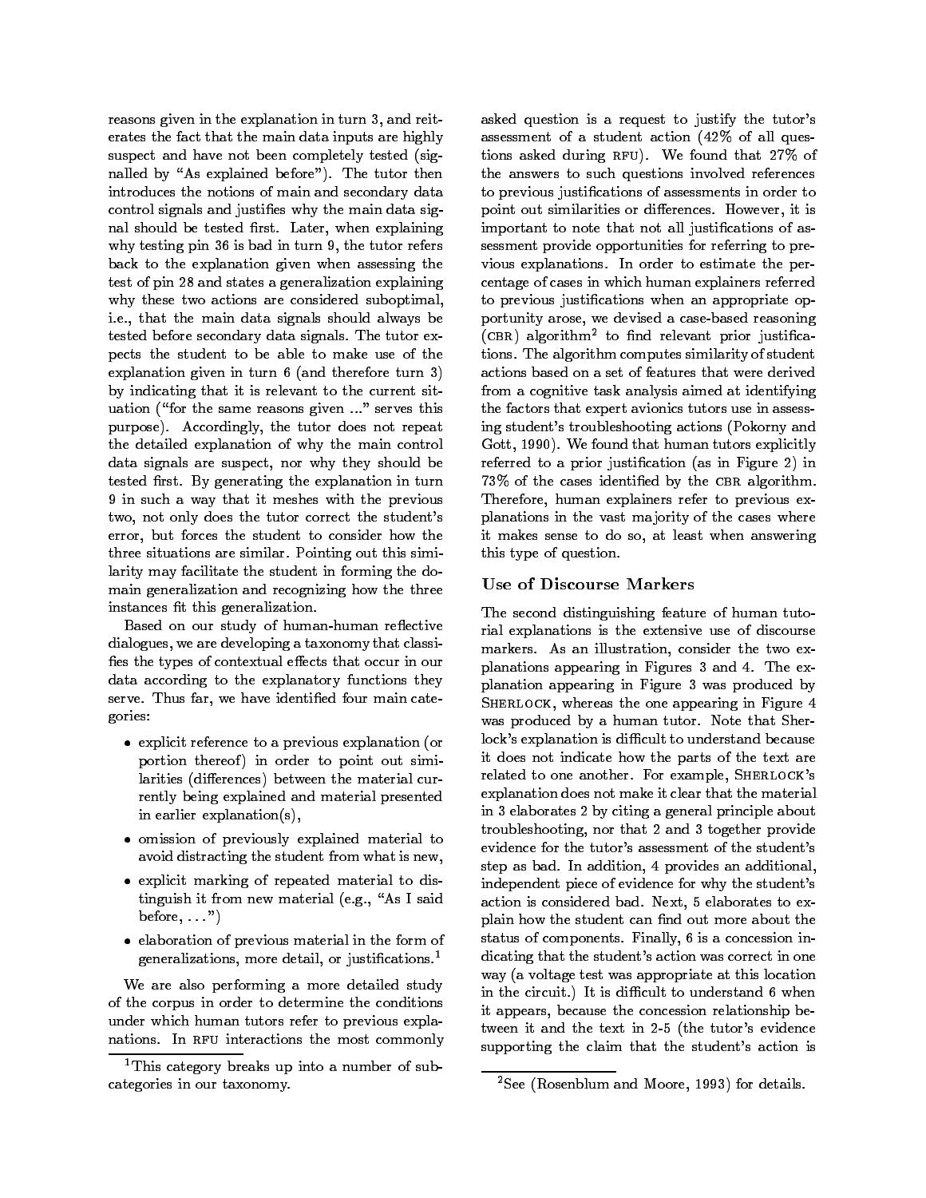reasons given in the explanation in turn 3, and reiterates the fact that the main data inputs are highly suspect and have not been completely tested (signalled by "As explained before"). The tutor then introduces the notions of main and secondary data control signals and justifies why the main data signal should be tested first. Later, when explaining why testing pin 36 is bad in turn 9, the tutor refers back to the explanation given when assessing the test of pin 28 and states a generalization explaining why these two actions are considered suboptimal, i.e., that the main data signals should always be tested before secondary data signals. The tutor expects the student to be able to make use of the explanation given in turn 6 (and therefore turn 3) by indicating that it is relevant to the current situation ("for the same reasons given ..." serves this purpose). Accordingly, the tutor does not repeat the detailed explanation of why the main control data signals are suspect, nor why they should be tested first. By generating the explanation in turn 9 in such a way that it meshes with the previous two, not only does the tutor correct the student's error, but forces the student to consider how the three situations are similar. Pointing out this similarity may facilitate the student in forming the domain generalization and recognizing how the three instances fit this generalization.

Based on our study of human-human reflective dialogues, we are developing a taxonomy that classifies the types of contextual effects that occur in our data according to the explanatory functions they serve. Thus far, we have identified four main categories:

- explicit reference to a previous explanation (or portion thereof) in order to point out similarities (differences) between the material currently being explained and material presented in earlier explanation(s),
- omission of previously explained material to avoid distracting the student from what is new,
- explicit marking of repeated material to distinguish it from new material (e.g., "As I said before, ...")
- elaboration of previous material in the form of generalizations, more detail, or justifications.[1]

We are also performing a more detailed study of the corpus in order to determine the conditions under which human tutors refer to previous explanations. In RFU interactions the most commonly asked question is a request to justify the tutor's assessment of a student action (42% of all questions asked during RFU). We found that 27% of the answers to such questions involved references to previous justifications of assessments in order to point out similarities or differences. However, it is important to note that not all justifications of assessment provide opportunities for referring to previous explanations. In order to estimate the percentage of cases in which human explainers referred to previous justifications when an appropriate opportunity arose, we devised a case-based reasoning (CBR) algorithm[2] to find relevant prior justifications. The algorithm computes similarity of student actions based on a set of features that were derived from a cognitive task analysis aimed at identifying the factors that expert avionics tutors use in assessing student's troubleshooting actions (Pokorny and Gott, 1990). We found that human tutors explicitly referred to a prior justification (as in Figure 2) in 73% of the cases identified by the CBR algorithm. Therefore, human explainers refer to previous explanations in the vast majority of the cases where it makes sense to do so, at least when answering this type of question.

### Use of Discourse Markers

The second distinguishing feature of human tutorial explanations is the extensive use of discourse markers. As an illustration, consider the two explanations appearing in Figures 3 and 4. The explanation appearing in Figure 3 was produced by SHERLOCK, whereas the one appearing in Figure 4 was produced by a human tutor. Note that Sherlock's explanation is difficult to understand because it does not indicate how the parts of the text are related to one another. For example, SHERLOCK's explanation does not make it clear that the material in 3 elaborates 2 by citing a general principle about troubleshooting, nor that 2 and 3 together provide evidence for the tutor's assessment of the student's step as bad. In addition, 4 provides an additional, independent piece of evidence for why the student's action is considered bad. Next, 5 elaborates to explain how the student can find out more about the status of components. Finally, 6 is a concession indicating that the student's action was correct in one way (a voltage test was appropriate at this location in the circuit.) It is difficult to understand 6 when it appears, because the concession relationship between it and the text in 2-5 (the tutor's evidence supporting the claim that the student's action is

[1] This category breaks up into a number of subcategories in our taxonomy.

[2] See (Rosenblum and Moore, 1993) for details.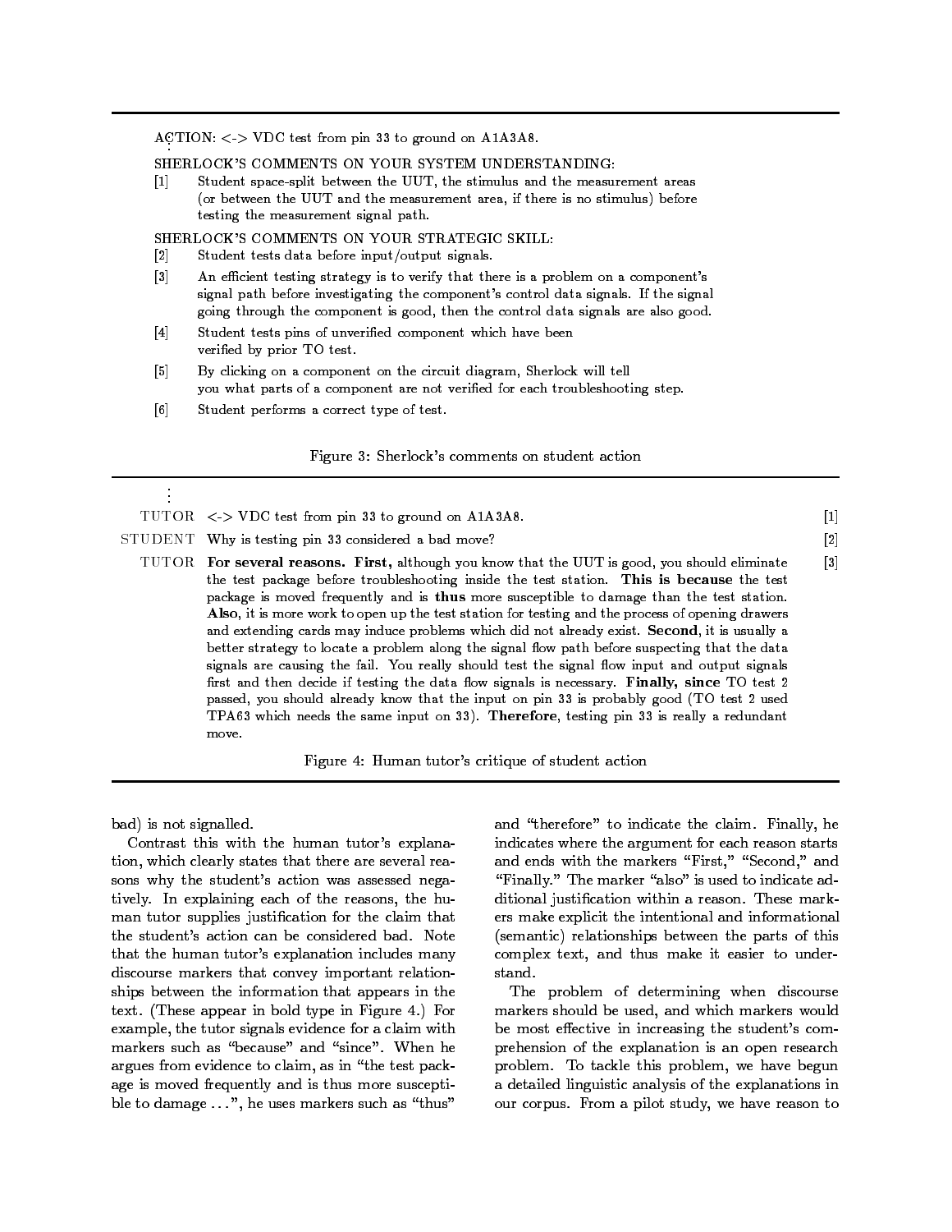ACTION: <-> VDC test from pin 33 to ground on A1A3A8.

⋮

SHERLOCK'S COMMENTS ON YOUR SYSTEM UNDERSTANDING:

[1] Student space-split between the UUT, the stimulus and the measurement areas (or between the UUT and the measurement area, if there is no stimulus) before testing the measurement signal path.

SHERLOCK'S COMMENTS ON YOUR STRATEGIC SKILL:

[2] Student tests data before input/output signals.

[3] An efficient testing strategy is to verify that there is a problem on a component's signal path before investigating the component's control data signals. If the signal going through the component is good, then the control data signals are also good.

[4] Student tests pins of unverified component which have been verified by prior TO test.

[5] By clicking on a component on the circuit diagram, Sherlock will tell you what parts of a component are not verified for each troubleshooting step.

[6] Student performs a correct type of test.

Figure 3: Sherlock's comments on student action

⋮

TUTOR <-> VDC test from pin 33 to ground on A1A3A8. [1]

STUDENT Why is testing pin 33 considered a bad move? [2]

TUTOR **For several reasons. First,** although you know that the UUT is good, you should eliminate the test package before troubleshooting inside the test station. **This is because** the test package is moved frequently and is **thus** more susceptible to damage than the test station. **Also**, it is more work to open up the test station for testing and the process of opening drawers and extending cards may induce problems which did not already exist. **Second**, it is usually a better strategy to locate a problem along the signal flow path before suspecting that the data signals are causing the fail. You really should test the signal flow input and output signals first and then decide if testing the data flow signals is necessary. **Finally, since** TO test 2 passed, you should already know that the input on pin 33 is probably good (TO test 2 used TPA63 which needs the same input on 33). **Therefore**, testing pin 33 is really a redundant move. [3]

Figure 4: Human tutor's critique of student action

bad) is not signalled.

Contrast this with the human tutor's explanation, which clearly states that there are several reasons why the student's action was assessed negatively. In explaining each of the reasons, the human tutor supplies justification for the claim that the student's action can be considered bad. Note that the human tutor's explanation includes many discourse markers that convey important relationships between the information that appears in the text. (These appear in bold type in Figure 4.) For example, the tutor signals evidence for a claim with markers such as "because" and "since". When he argues from evidence to claim, as in "the test package is moved frequently and is thus more susceptible to damage ...", he uses markers such as "thus" and "therefore" to indicate the claim. Finally, he indicates where the argument for each reason starts and ends with the markers "First," "Second," and "Finally." The marker "also" is used to indicate additional justification within a reason. These markers make explicit the intentional and informational (semantic) relationships between the parts of this complex text, and thus make it easier to understand.

The problem of determining when discourse markers should be used, and which markers would be most effective in increasing the student's comprehension of the explanation is an open research problem. To tackle this problem, we have begun a detailed linguistic analysis of the explanations in our corpus. From a pilot study, we have reason to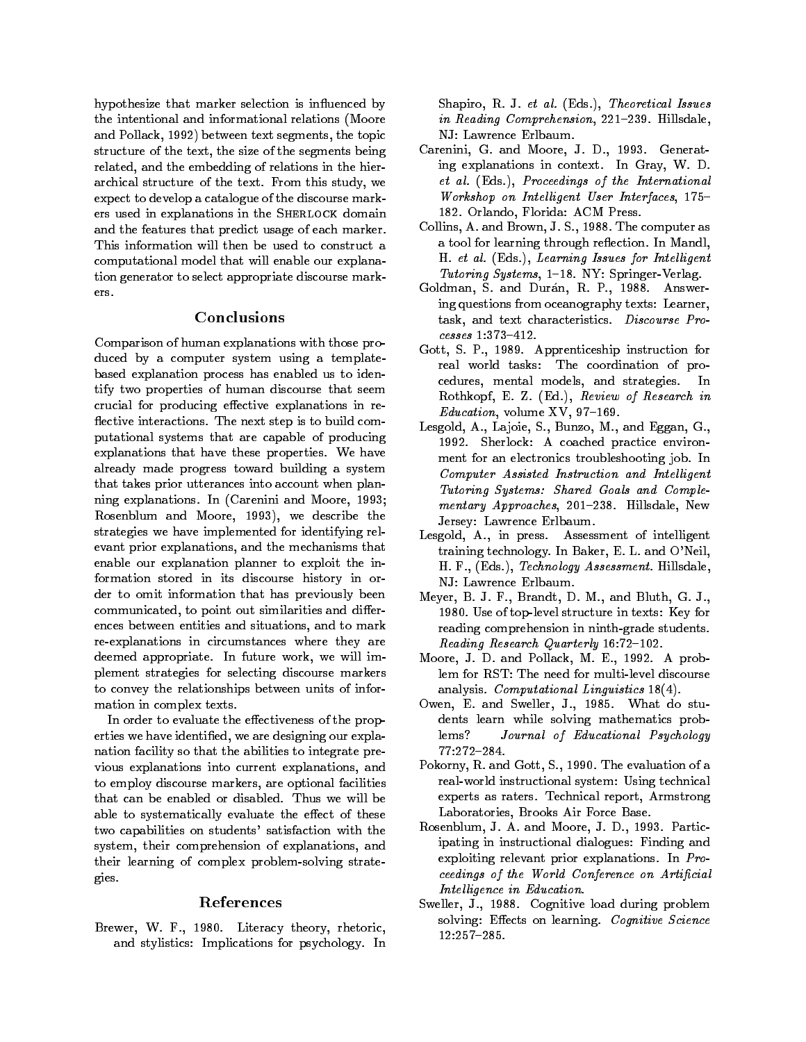hypothesize that marker selection is influenced by the intentional and informational relations (Moore and Pollack, 1992) between text segments, the topic structure of the text, the size of the segments being related, and the embedding of relations in the hierarchical structure of the text. From this study, we expect to develop a catalogue of the discourse markers used in explanations in the SHERLOCK domain and the features that predict usage of each marker. This information will then be used to construct a computational model that will enable our explanation generator to select appropriate discourse markers.

## Conclusions

Comparison of human explanations with those produced by a computer system using a template-based explanation process has enabled us to identify two properties of human discourse that seem crucial for producing effective explanations in reflective interactions. The next step is to build computational systems that are capable of producing explanations that have these properties. We have already made progress toward building a system that takes prior utterances into account when planning explanations. In (Carenini and Moore, 1993; Rosenblum and Moore, 1993), we describe the strategies we have implemented for identifying relevant prior explanations, and the mechanisms that enable our explanation planner to exploit the information stored in its discourse history in order to omit information that has previously been communicated, to point out similarities and differences between entities and situations, and to mark re-explanations in circumstances where they are deemed appropriate. In future work, we will implement strategies for selecting discourse markers to convey the relationships between units of information in complex texts.

In order to evaluate the effectiveness of the properties we have identified, we are designing our explanation facility so that the abilities to integrate previous explanations into current explanations, and to employ discourse markers, are optional facilities that can be enabled or disabled. Thus we will be able to systematically evaluate the effect of these two capabilities on students' satisfaction with the system, their comprehension of explanations, and their learning of complex problem-solving strategies.

## References

Brewer, W. F., 1980. Literacy theory, rhetoric, and stylistics: Implications for psychology. In Shapiro, R. J. *et al.* (Eds.), *Theoretical Issues in Reading Comprehension*, 221–239. Hillsdale, NJ: Lawrence Erlbaum.

Carenini, G. and Moore, J. D., 1993. Generating explanations in context. In Gray, W. D. *et al.* (Eds.), *Proceedings of the International Workshop on Intelligent User Interfaces*, 175–182. Orlando, Florida: ACM Press.

Collins, A. and Brown, J. S., 1988. The computer as a tool for learning through reflection. In Mandl, H. *et al.* (Eds.), *Learning Issues for Intelligent Tutoring Systems*, 1–18. NY: Springer-Verlag.

Goldman, S. and Durán, R. P., 1988. Answering questions from oceanography texts: Learner, task, and text characteristics. *Discourse Processes* 1:373–412.

Gott, S. P., 1989. Apprenticeship instruction for real world tasks: The coordination of procedures, mental models, and strategies. In Rothkopf, E. Z. (Ed.), *Review of Research in Education*, volume XV, 97–169.

Lesgold, A., Lajoie, S., Bunzo, M., and Eggan, G., 1992. Sherlock: A coached practice environment for an electronics troubleshooting job. In *Computer Assisted Instruction and Intelligent Tutoring Systems: Shared Goals and Complementary Approaches*, 201–238. Hillsdale, New Jersey: Lawrence Erlbaum.

Lesgold, A., in press. Assessment of intelligent training technology. In Baker, E. L. and O'Neil, H. F., (Eds.), *Technology Assessment.* Hillsdale, NJ: Lawrence Erlbaum.

Meyer, B. J. F., Brandt, D. M., and Bluth, G. J., 1980. Use of top-level structure in texts: Key for reading comprehension in ninth-grade students. *Reading Research Quarterly* 16:72–102.

Moore, J. D. and Pollack, M. E., 1992. A problem for RST: The need for multi-level discourse analysis. *Computational Linguistics* 18(4).

Owen, E. and Sweller, J., 1985. What do students learn while solving mathematics problems? *Journal of Educational Psychology* 77:272–284.

Pokorny, R. and Gott, S., 1990. The evaluation of a real-world instructional system: Using technical experts as raters. Technical report, Armstrong Laboratories, Brooks Air Force Base.

Rosenblum, J. A. and Moore, J. D., 1993. Participating in instructional dialogues: Finding and exploiting relevant prior explanations. In *Proceedings of the World Conference on Artificial Intelligence in Education.*

Sweller, J., 1988. Cognitive load during problem solving: Effects on learning. *Cognitive Science* 12:257–285.